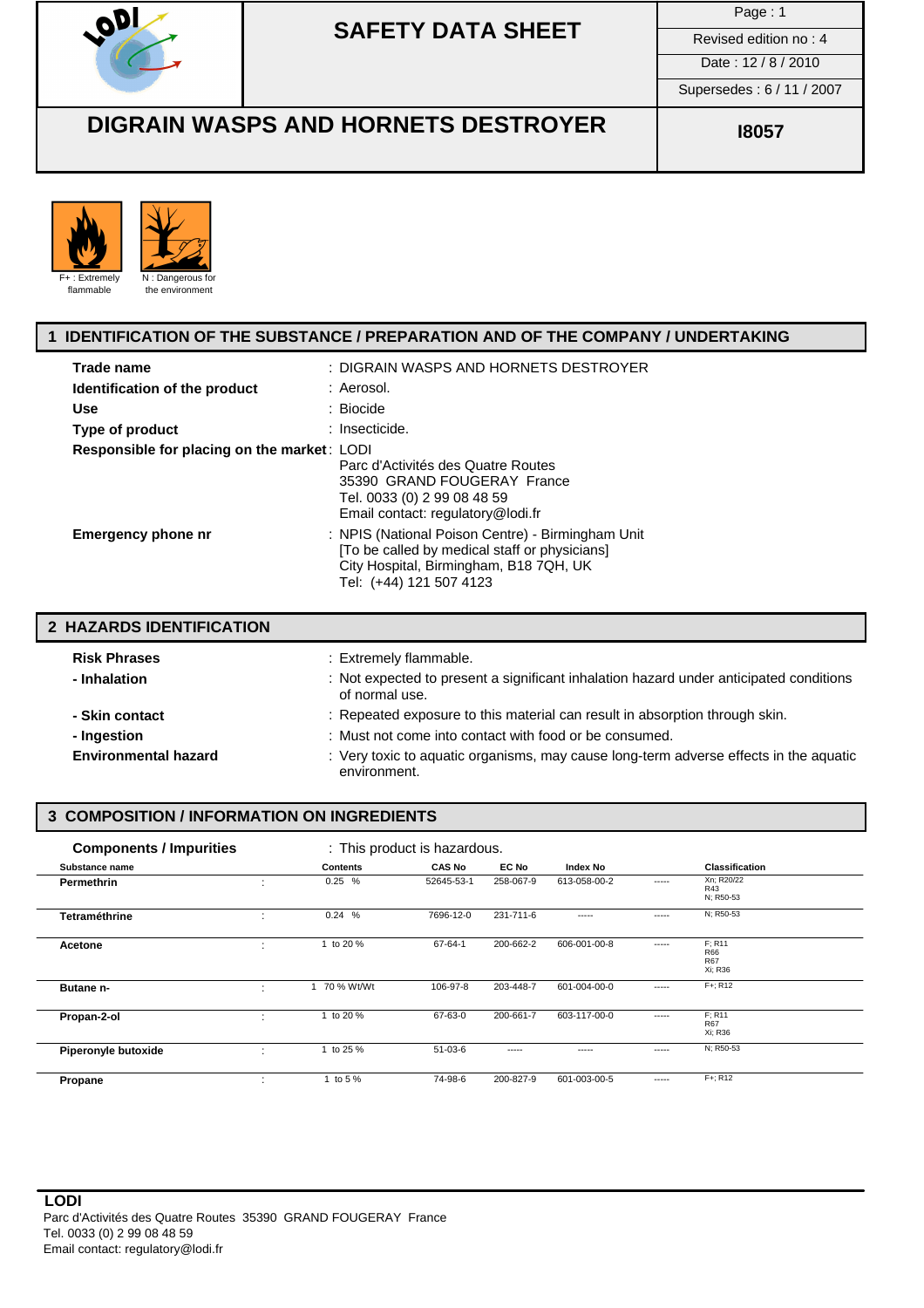# SAFETY DATA SHEET

| Page : 1 |
| --- |
| Revised edition no : 4 |
| Date : 12 / 8 / 2010 |
| Supersedes : 6 / 11 / 2007 |

## DIGRAIN WASPS AND HORNETS DESTROYER

**I8057**

F+ : Extremely flammable

N : Dangerous for the environment

## 1 IDENTIFICATION OF THE SUBSTANCE / PREPARATION AND OF THE COMPANY / UNDERTAKING

**Trade name** : DIGRAIN WASPS AND HORNETS DESTROYER

**Identification of the product** : Aerosol.

**Use** : Biocide

**Type of product** : Insecticide.

**Responsible for placing on the market** : LODI
Parc d'Activités des Quatre Routes
35390 GRAND FOUGERAY France
Tel. 0033 (0) 2 99 08 48 59
Email contact: regulatory@lodi.fr

**Emergency phone nr** : NPIS (National Poison Centre) - Birmingham Unit
[To be called by medical staff or physicians]
City Hospital, Birmingham, B18 7QH, UK
Tel: (+44) 121 507 4123

## 2 HAZARDS IDENTIFICATION

**Risk Phrases** : Extremely flammable.

**- Inhalation** : Not expected to present a significant inhalation hazard under anticipated conditions of normal use.

**- Skin contact** : Repeated exposure to this material can result in absorption through skin.

**- Ingestion** : Must not come into contact with food or be consumed.

**Environmental hazard** : Very toxic to aquatic organisms, may cause long-term adverse effects in the aquatic environment.

## 3 COMPOSITION / INFORMATION ON INGREDIENTS

**Components / Impurities** : This product is hazardous.

| Substance name | | Contents | CAS No | EC No | Index No | | Classification |
| --- | --- | --- | --- | --- | --- | --- | --- |
| **Permethrin** | : | 0.25 % | 52645-53-1 | 258-067-9 | 613-058-00-2 | ----- | Xn; R20/22<br>R43<br>N; R50-53 |
| **Tetraméthrine** | : | 0.24 % | 7696-12-0 | 231-711-6 | ----- | ----- | N; R50-53 |
| **Acetone** | : | 1 to 20 % | 67-64-1 | 200-662-2 | 606-001-00-8 | ----- | F; R11<br>R66<br>R67<br>Xi; R36 |
| **Butane n-** | : | 1 70 % Wt/Wt | 106-97-8 | 203-448-7 | 601-004-00-0 | ----- | F+; R12 |
| **Propan-2-ol** | : | 1 to 20 % | 67-63-0 | 200-661-7 | 603-117-00-0 | ----- | F; R11<br>R67<br>Xi; R36 |
| **Piperonyle butoxide** | : | 1 to 25 % | 51-03-6 | ----- | ----- | ----- | N; R50-53 |
| **Propane** | : | 1 to 5 % | 74-98-6 | 200-827-9 | 601-003-00-5 | ----- | F+; R12 |

**LODI**
Parc d'Activités des Quatre Routes 35390 GRAND FOUGERAY France
Tel. 0033 (0) 2 99 08 48 59
Email contact: regulatory@lodi.fr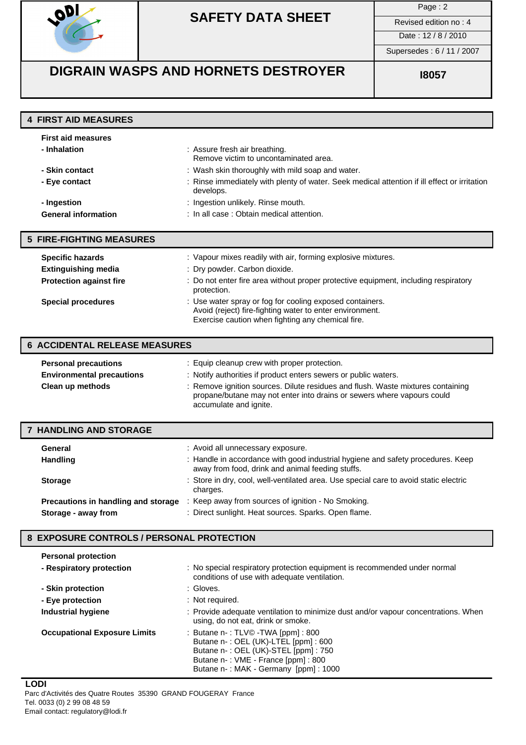## 4 FIRST AID MEASURES

**First aid measures**

| | |
|---|---|
| **- Inhalation** | : Assure fresh air breathing. Remove victim to uncontaminated area. |
| **- Skin contact** | : Wash skin thoroughly with mild soap and water. |
| **- Eye contact** | : Rinse immediately with plenty of water. Seek medical attention if ill effect or irritation develops. |
| **- Ingestion** | : Ingestion unlikely. Rinse mouth. |
| **General information** | : In all case : Obtain medical attention. |

## 5 FIRE-FIGHTING MEASURES

| | |
|---|---|
| **Specific hazards** | : Vapour mixes readily with air, forming explosive mixtures. |
| **Extinguishing media** | : Dry powder. Carbon dioxide. |
| **Protection against fire** | : Do not enter fire area without proper protective equipment, including respiratory protection. |
| **Special procedures** | : Use water spray or fog for cooling exposed containers. Avoid (reject) fire-fighting water to enter environment. Exercise caution when fighting any chemical fire. |

## 6 ACCIDENTAL RELEASE MEASURES

| | |
|---|---|
| **Personal precautions** | : Equip cleanup crew with proper protection. |
| **Environmental precautions** | : Notify authorities if product enters sewers or public waters. |
| **Clean up methods** | : Remove ignition sources. Dilute residues and flush. Waste mixtures containing propane/butane may not enter into drains or sewers where vapours could accumulate and ignite. |

## 7 HANDLING AND STORAGE

| | |
|---|---|
| **General** | : Avoid all unnecessary exposure. |
| **Handling** | : Handle in accordance with good industrial hygiene and safety procedures. Keep away from food, drink and animal feeding stuffs. |
| **Storage** | : Store in dry, cool, well-ventilated area. Use special care to avoid static electric charges. |
| **Precautions in handling and storage** | : Keep away from sources of ignition - No Smoking. |
| **Storage - away from** | : Direct sunlight. Heat sources. Sparks. Open flame. |

## 8 EXPOSURE CONTROLS / PERSONAL PROTECTION

**Personal protection**

| | |
|---|---|
| **- Respiratory protection** | : No special respiratory protection equipment is recommended under normal conditions of use with adequate ventilation. |
| **- Skin protection** | : Gloves. |
| **- Eye protection** | : Not required. |
| **Industrial hygiene** | : Provide adequate ventilation to minimize dust and/or vapour concentrations. When using, do not eat, drink or smoke. |
| **Occupational Exposure Limits** | : Butane n- : TLV© -TWA [ppm] : 800<br>Butane n- : OEL (UK)-LTEL [ppm] : 600<br>Butane n- : OEL (UK)-STEL [ppm] : 750<br>Butane n- : VME - France [ppm] : 800<br>Butane n- : MAK - Germany [ppm] : 1000 |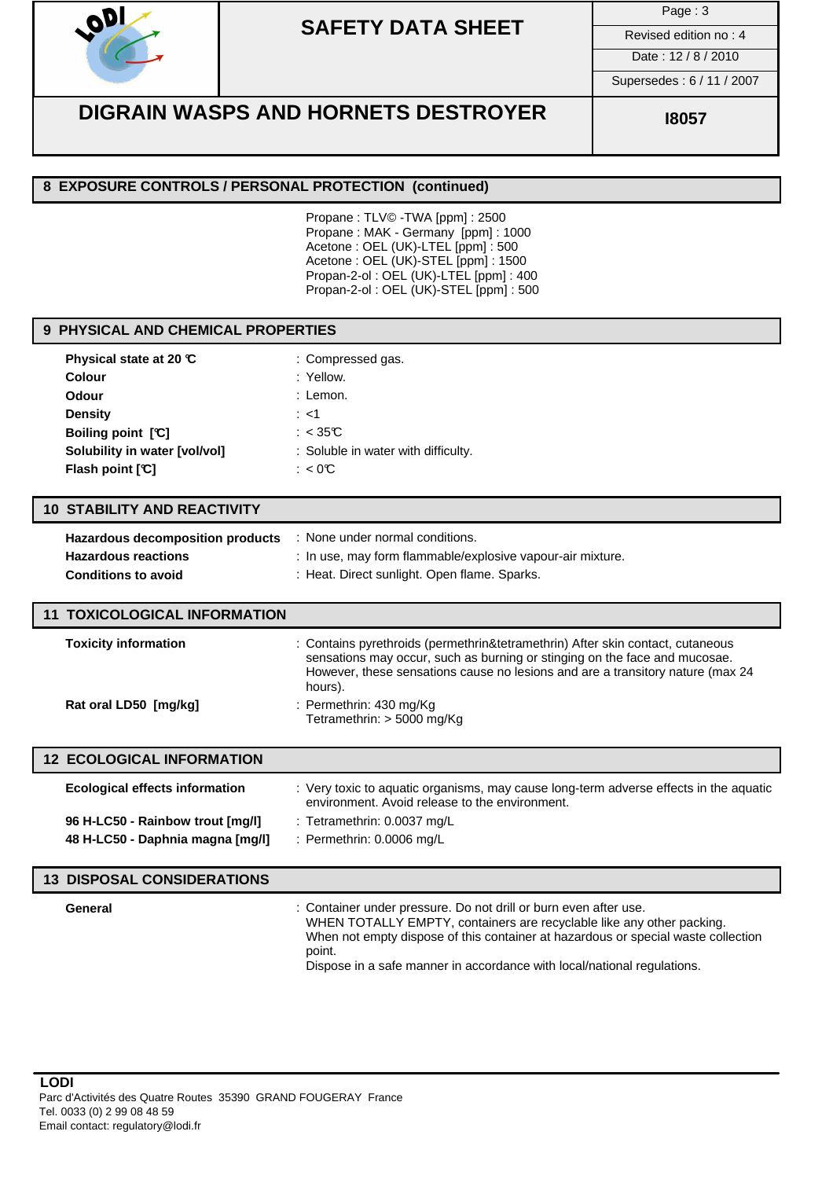## 8 EXPOSURE CONTROLS / PERSONAL PROTECTION (continued)

Propane : TLV© -TWA [ppm] : 2500
Propane : MAK - Germany [ppm] : 1000
Acetone : OEL (UK)-LTEL [ppm] : 500
Acetone : OEL (UK)-STEL [ppm] : 1500
Propan-2-ol : OEL (UK)-LTEL [ppm] : 400
Propan-2-ol : OEL (UK)-STEL [ppm] : 500

## 9 PHYSICAL AND CHEMICAL PROPERTIES

| | |
|---|---|
| **Physical state at 20 °C** | : Compressed gas. |
| **Colour** | : Yellow. |
| **Odour** | : Lemon. |
| **Density** | : <1 |
| **Boiling point [°C]** | : < 35°C |
| **Solubility in water [vol/vol]** | : Soluble in water with difficulty. |
| **Flash point [°C]** | : < 0°C |

## 10 STABILITY AND REACTIVITY

| | |
|---|---|
| **Hazardous decomposition products** | : None under normal conditions. |
| **Hazardous reactions** | : In use, may form flammable/explosive vapour-air mixture. |
| **Conditions to avoid** | : Heat. Direct sunlight. Open flame. Sparks. |

## 11 TOXICOLOGICAL INFORMATION

| | |
|---|---|
| **Toxicity information** | : Contains pyrethroids (permethrin&tetramethrin) After skin contact, cutaneous sensations may occur, such as burning or stinging on the face and mucosae. However, these sensations cause no lesions and are a transitory nature (max 24 hours). |
| **Rat oral LD50 [mg/kg]** | : Permethrin: 430 mg/Kg<br>Tetramethrin: > 5000 mg/Kg |

## 12 ECOLOGICAL INFORMATION

| | |
|---|---|
| **Ecological effects information** | : Very toxic to aquatic organisms, may cause long-term adverse effects in the aquatic environment. Avoid release to the environment. |
| **96 H-LC50 - Rainbow trout [mg/l]** | : Tetramethrin: 0.0037 mg/L |
| **48 H-LC50 - Daphnia magna [mg/l]** | : Permethrin: 0.0006 mg/L |

## 13 DISPOSAL CONSIDERATIONS

**General** : Container under pressure. Do not drill or burn even after use.
WHEN TOTALLY EMPTY, containers are recyclable like any other packing.
When not empty dispose of this container at hazardous or special waste collection point.
Dispose in a safe manner in accordance with local/national regulations.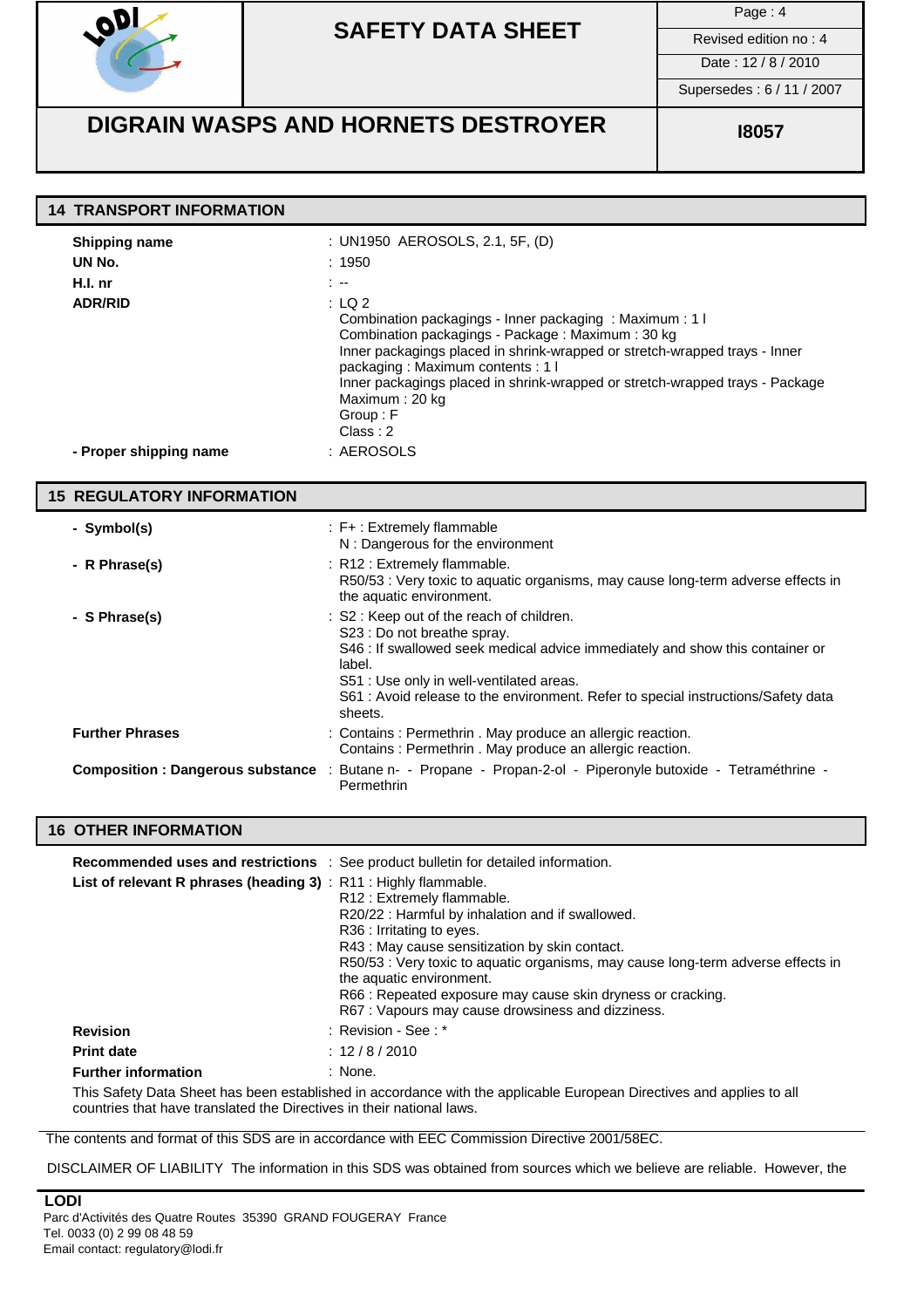## 14 TRANSPORT INFORMATION

| | |
|---|---|
| **Shipping name** | : UN1950 AEROSOLS, 2.1, 5F, (D) |
| **UN No.** | : 1950 |
| **H.I. nr** | : -- |
| **ADR/RID** | : LQ 2<br>Combination packagings - Inner packaging : Maximum : 1 l<br>Combination packagings - Package : Maximum : 30 kg<br>Inner packagings placed in shrink-wrapped or stretch-wrapped trays - Inner packaging : Maximum contents : 1 l<br>Inner packagings placed in shrink-wrapped or stretch-wrapped trays - Package Maximum : 20 kg<br>Group : F<br>Class : 2 |
| **- Proper shipping name** | : AEROSOLS |

## 15 REGULATORY INFORMATION

| | |
|---|---|
| **- Symbol(s)** | : F+ : Extremely flammable<br>N : Dangerous for the environment |
| **- R Phrase(s)** | : R12 : Extremely flammable.<br>R50/53 : Very toxic to aquatic organisms, may cause long-term adverse effects in the aquatic environment. |
| **- S Phrase(s)** | : S2 : Keep out of the reach of children.<br>S23 : Do not breathe spray.<br>S46 : If swallowed seek medical advice immediately and show this container or label.<br>S51 : Use only in well-ventilated areas.<br>S61 : Avoid release to the environment. Refer to special instructions/Safety data sheets. |
| **Further Phrases** | : Contains : Permethrin . May produce an allergic reaction.<br>Contains : Permethrin . May produce an allergic reaction. |
| **Composition : Dangerous substance** | : Butane n- - Propane - Propan-2-ol - Piperonyle butoxide - Tetraméthrine - Permethrin |

## 16 OTHER INFORMATION

| | |
|---|---|
| **Recommended uses and restrictions** | : See product bulletin for detailed information. |
| **List of relevant R phrases (heading 3)** | : R11 : Highly flammable.<br>R12 : Extremely flammable.<br>R20/22 : Harmful by inhalation and if swallowed.<br>R36 : Irritating to eyes.<br>R43 : May cause sensitization by skin contact.<br>R50/53 : Very toxic to aquatic organisms, may cause long-term adverse effects in the aquatic environment.<br>R66 : Repeated exposure may cause skin dryness or cracking.<br>R67 : Vapours may cause drowsiness and dizziness. |
| **Revision** | : Revision - See : * |
| **Print date** | : 12 / 8 / 2010 |
| **Further information** | : None. |

This Safety Data Sheet has been established in accordance with the applicable European Directives and applies to all countries that have translated the Directives in their national laws.

The contents and format of this SDS are in accordance with EEC Commission Directive 2001/58EC.

DISCLAIMER OF LIABILITY The information in this SDS was obtained from sources which we believe are reliable. However, the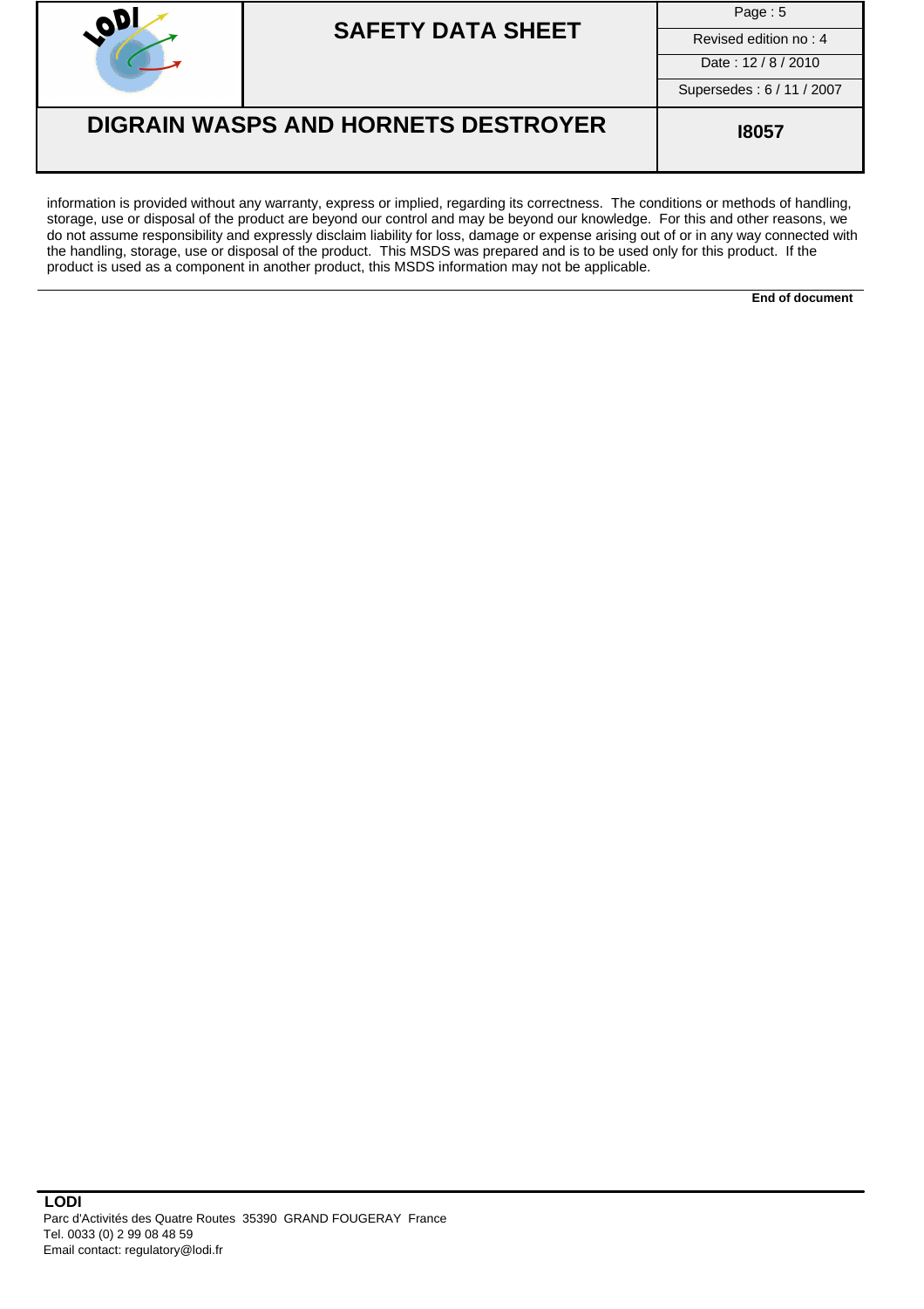information is provided without any warranty, express or implied, regarding its correctness. The conditions or methods of handling, storage, use or disposal of the product are beyond our control and may be beyond our knowledge. For this and other reasons, we do not assume responsibility and expressly disclaim liability for loss, damage or expense arising out of or in any way connected with the handling, storage, use or disposal of the product. This MSDS was prepared and is to be used only for this product. If the product is used as a component in another product, this MSDS information may not be applicable.

---

**End of document**